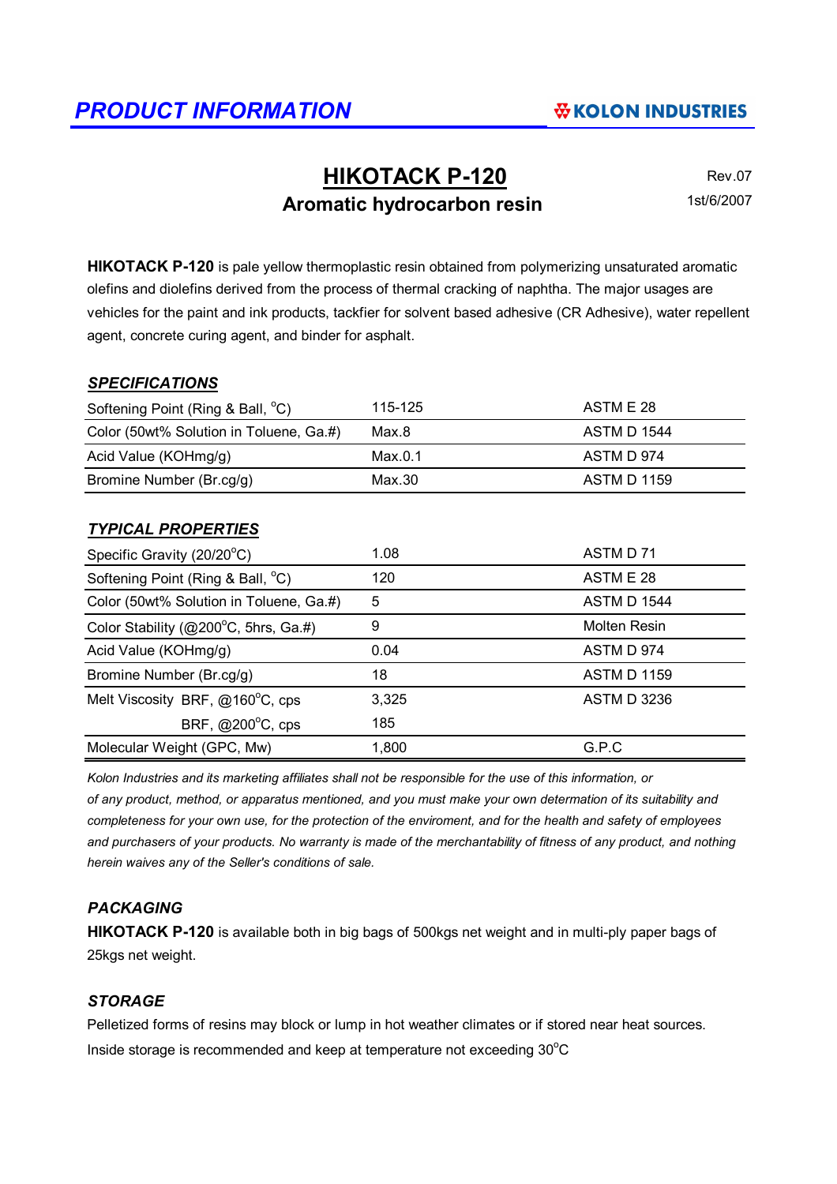## PRODUCT INFORMATION

KOLON INDUSTRIES

# HIKOTACK P-120

### Aromatic hydrocarbon resin

Rev.07
1st/6/2007

**HIKOTACK P-120** is pale yellow thermoplastic resin obtained from polymerizing unsaturated aromatic olefins and diolefins derived from the process of thermal cracking of naphtha. The major usages are vehicles for the paint and ink products, tackfier for solvent based adhesive (CR Adhesive), water repellent agent, concrete curing agent, and binder for asphalt.

### *SPECIFICATIONS*

| Property | Value | Method |
|---|---|---|
| Softening Point (Ring & Ball, °C) | 115-125 | ASTM E 28 |
| Color (50wt% Solution in Toluene, Ga.#) | Max.8 | ASTM D 1544 |
| Acid Value (KOHmg/g) | Max.0.1 | ASTM D 974 |
| Bromine Number (Br.cg/g) | Max.30 | ASTM D 1159 |

### *TYPICAL PROPERTIES*

| Property | Value | Method |
|---|---|---|
| Specific Gravity (20/20°C) | 1.08 | ASTM D 71 |
| Softening Point (Ring & Ball, °C) | 120 | ASTM E 28 |
| Color (50wt% Solution in Toluene, Ga.#) | 5 | ASTM D 1544 |
| Color Stability (@200°C, 5hrs, Ga.#) | 9 | Molten Resin |
| Acid Value (KOHmg/g) | 0.04 | ASTM D 974 |
| Bromine Number (Br.cg/g) | 18 | ASTM D 1159 |
| Melt Viscosity BRF, @160°C, cps | 3,325 | ASTM D 3236 |
| BRF, @200°C, cps | 185 | |
| Molecular Weight (GPC, Mw) | 1,800 | G.P.C |

*Kolon Industries and its marketing affiliates shall not be responsible for the use of this information, or of any product, method, or apparatus mentioned, and you must make your own determation of its suitability and completeness for your own use, for the protection of the enviroment, and for the health and safety of employees and purchasers of your products. No warranty is made of the merchantability of fitness of any product, and nothing herein waives any of the Seller's conditions of sale.*

### *PACKAGING*

**HIKOTACK P-120** is available both in big bags of 500kgs net weight and in multi-ply paper bags of 25kgs net weight.

### *STORAGE*

Pelletized forms of resins may block or lump in hot weather climates or if stored near heat sources. Inside storage is recommended and keep at temperature not exceeding 30°C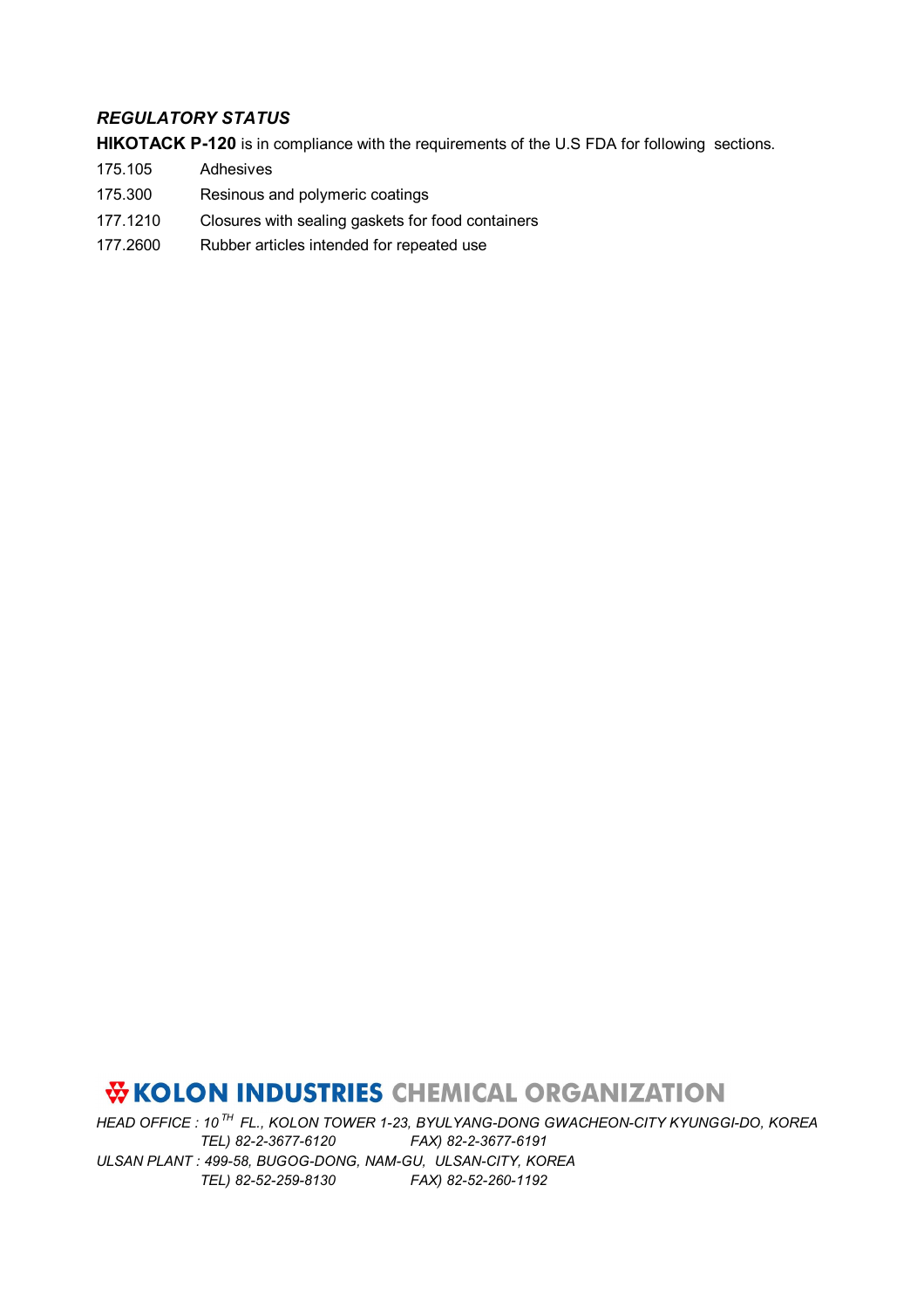### *REGULATORY STATUS*

**HIKOTACK P-120** is in compliance with the requirements of the U.S FDA for following sections.

| | |
|---|---|
| 175.105 | Adhesives |
| 175.300 | Resinous and polymeric coatings |
| 177.1210 | Closures with sealing gaskets for food containers |
| 177.2600 | Rubber articles intended for repeated use |

**KOLON INDUSTRIES** CHEMICAL ORGANIZATION

*HEAD OFFICE : 10TH FL., KOLON TOWER 1-23, BYULYANG-DONG GWACHEON-CITY KYUNGGI-DO, KOREA*
*TEL) 82-2-3677-6120 FAX) 82-2-3677-6191*
*ULSAN PLANT : 499-58, BUGOG-DONG, NAM-GU, ULSAN-CITY, KOREA*
*TEL) 82-52-259-8130 FAX) 82-52-260-1192*